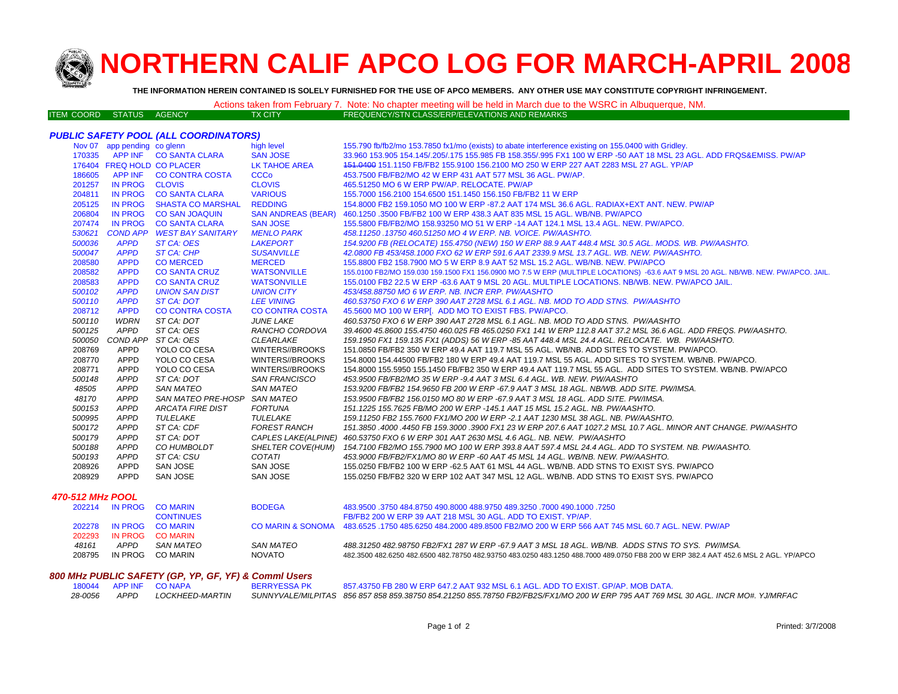# NORTHERN CALIF APCO LOG FOR MARCH-APRIL 2008

**THE INFORMATION HEREIN CONTAINED IS SOLELY FURNISHED FOR THE USE OF APCO MEMBERS. ANY OTHER USE MAY CONSTITUTE COPYRIGHT INFRINGEMENT.**

Actions taken from February 7. Note: No chapter meeting will be held in March due to the WSRC in Albuquerque, NM.

### PUBLIC SAFETY POOL (ALL COORDINATORS)

| ITEM COORD | STATUS | AGENCY | TX CITY | FREQUENCY/STN CLASS/ERP/ELEVATIONS AND REMARKS |
|---|---|---|---|---|
| Nov 07 | app pending | co glenn | high level | 155.790 fb/fb2/mo 153.7850 fx1/mo (exists) to abate interference existing on 155.0400 with Gridley. |
| 170335 | APP INF | CO SANTA CLARA | SAN JOSE | 33.960 153.905 154.145/.205/.175 155.985 FB 158.355/.995 FX1 100 W ERP -50 AAT 18 MSL 23 AGL. ADD FRQS&EMISS. PW/AP |
| 176404 | FREQ HOLD | CO PLACER | LK TAHOE AREA | ~~151.0400~~ 151.1150 FB/FB2 155.9100 156.2100 MO 250 W ERP 227 AAT 2283 MSL 27 AGL. YP/AP |
| 186605 | APP INF | CO CONTRA COSTA | CCCo | 453.7500 FB/FB2/MO 42 W ERP 431 AAT 577 MSL 36 AGL. PW/AP. |
| 201257 | IN PROG | CLOVIS | CLOVIS | 465.51250 MO 6 W ERP PW/AP. RELOCATE. PW/AP |
| 204811 | IN PROG | CO SANTA CLARA | VARIOUS | 155.7000 156.2100 154.6500 151.1450 156.150 FB/FB2 11 W ERP |
| 205125 | IN PROG | SHASTA CO MARSHAL | REDDING | 154.8000 FB2 159.1050 MO 100 W ERP -87.2 AAT 174 MSL 36.6 AGL. RADIAX+EXT ANT. NEW. PW/AP |
| 206804 | IN PROG | CO SAN JOAQUIN | SAN ANDREAS (BEAR) | 460.1250 .3500 FB/FB2 100 W ERP 438.3 AAT 835 MSL 15 AGL. WB/NB. PW/APCO |
| 207474 | IN PROG | CO SANTA CLARA | SAN JOSE | 155.5800 FB/FB2/MO 158.93250 MO 51 W ERP -14 AAT 124.1 MSL 13.4 AGL. NEW. PW/APCO. |
| *530621* | *COND APP* | *WEST BAY SANITARY* | *MENLO PARK* | *458.11250 .13750 460.51250 MO 4 W ERP. NB. VOICE. PW/AASHTO.* |
| *500036* | *APPD* | *ST CA: OES* | *LAKEPORT* | *154.9200 FB (RELOCATE) 155.4750 (NEW) 150 W ERP 88.9 AAT 448.4 MSL 30.5 AGL. MODS. WB. PW/AASHTO.* |
| *500047* | *APPD* | *ST CA: CHP* | *SUSANVILLE* | *42.0800 FB 453/458.1000 FXO 62 W ERP 591.6 AAT 2339.9 MSL 13.7 AGL. WB. NEW. PW/AASHTO.* |
| 208580 | APPD | CO MERCED | MERCED | 155.8800 FB2 158.7900 MO 5 W ERP 8.9 AAT 52 MSL 15.2 AGL. WB/NB. NEW. PW/APCO |
| 208582 | APPD | CO SANTA CRUZ | WATSONVILLE | 155.0100 FB2/MO 159.030 159.1500 FX1 156.0900 MO 7.5 W ERP (MULTIPLE LOCATIONS) -63.6 AAT 9 MSL 20 AGL. NB/WB. NEW. PW/APCO. JAIL. |
| 208583 | APPD | CO SANTA CRUZ | WATSONVILLE | 155.0100 FB2 22.5 W ERP -63.6 AAT 9 MSL 20 AGL. MULTIPLE LOCATIONS. NB/WB. NEW. PW/APCO JAIL. |
| *500102* | *APPD* | *UNION SAN DIST* | *UNION CITY* | *453/458.88750 MO 6 W ERP. NB. INCR ERP. PW/AASHTO* |
| *500110* | *APPD* | *ST CA: DOT* | *LEE VINING* | *460.53750 FXO 6 W ERP 390 AAT 2728 MSL 6.1 AGL. NB. MOD TO ADD STNS. PW/AASHTO* |
| 208712 | APPD | CO CONTRA COSTA | CO CONTRA COSTA | 45.5600 MO 100 W ERP[. ADD MO TO EXIST FBS. PW/APCO. |
| *500110* | *WDRN* | *ST CA: DOT* | *JUNE LAKE* | *460.53750 FXO 6 W ERP 390 AAT 2728 MSL 6.1 AGL. NB. MOD TO ADD STNS. PW/AASHTO* |
| *500125* | *APPD* | *ST CA: OES* | *RANCHO CORDOVA* | *39.4600 45.8600 155.4750 460.025 FB 465.0250 FX1 141 W ERP 112.8 AAT 37.2 MSL 36.6 AGL. ADD FREQS. PW/AASHTO.* |
| *500050* | *COND APP* | *ST CA: OES* | *CLEARLAKE* | *159.1950 FX1 159.135 FX1 (ADDS) 56 W ERP -85 AAT 448.4 MSL 24.4 AGL. RELOCATE. WB. PW/AASHTO.* |
| 208769 | APPD | YOLO CO CESA | WINTERS//BROOKS | 151.0850 FB/FB2 350 W ERP 49.4 AAT 119.7 MSL 55 AGL. WB/NB. ADD SITES TO SYSTEM. PW/APCO. |
| 208770 | APPD | YOLO CO CESA | WINTERS//BROOKS | 154.8000 154.44500 FB/FB2 180 W ERP 49.4 AAT 119.7 MSL 55 AGL. ADD SITES TO SYSTEM. WB/NB. PW/APCO. |
| 208771 | APPD | YOLO CO CESA | WINTERS//BROOKS | 154.8000 155.5950 155.1450 FB/FB2 350 W ERP 49.4 AAT 119.7 MSL 55 AGL. ADD SITES TO SYSTEM. WB/NB. PW/APCO |
| *500148* | *APPD* | *ST CA: DOT* | *SAN FRANCISCO* | *453.9500 FB/FB2/MO 35 W ERP -9.4 AAT 3 MSL 6.4 AGL. WB. NEW. PW/AASHTO* |
| *48505* | *APPD* | *SAN MATEO* | *SAN MATEO* | *153.9200 FB/FB2 154.9650 FB 200 W ERP -67.9 AAT 3 MSL 18 AGL. NB/WB. ADD SITE. PW/IMSA.* |
| *48170* | *APPD* | *SAN MATEO PRE-HOSP* | *SAN MATEO* | *153.9500 FB/FB2 156.0150 MO 80 W ERP -67.9 AAT 3 MSL 18 AGL. ADD SITE. PW/IMSA.* |
| *500153* | *APPD* | *ARCATA FIRE DIST* | *FORTUNA* | *151.1225 155.7625 FB/MO 200 W ERP -145.1 AAT 15 MSL 15.2 AGL. NB. PW/AASHTO.* |
| *500995* | *APPD* | *TULELAKE* | *TULELAKE* | *159.11250 FB2 155.7600 FX1/MO 200 W ERP -2.1 AAT 1230 MSL 38 AGL. NB. PW/AASHTO.* |
| *500172* | *APPD* | *ST CA: CDF* | *FOREST RANCH* | *151.3850 .4000 .4450 FB 159.3000 .3900 FX1 23 W ERP 207.6 AAT 1027.2 MSL 10.7 AGL. MINOR ANT CHANGE. PW/AASHTO* |
| *500179* | *APPD* | *ST CA: DOT* | *CAPLES LAKE(ALPINE)* | *460.53750 FXO 6 W ERP 301 AAT 2630 MSL 4.6 AGL. NB. NEW. PW/AASHTO* |
| *500188* | *APPD* | *CO HUMBOLDT* | *SHELTER COVE(HUM)* | *154.7100 FB2/MO 155.7900 MO 100 W ERP 393.8 AAT 597.4 MSL 24.4 AGL. ADD TO SYSTEM. NB. PW/AASHTO.* |
| *500193* | *APPD* | *ST CA: CSU* | *COTATI* | *453.9000 FB/FB2/FX1/MO 80 W ERP -60 AAT 45 MSL 14 AGL. WB/NB. NEW. PW/AASHTO.* |
| 208926 | APPD | SAN JOSE | SAN JOSE | 155.0250 FB/FB2 100 W ERP -62.5 AAT 61 MSL 44 AGL. WB/NB. ADD STNS TO EXIST SYS. PW/APCO |
| 208929 | APPD | SAN JOSE | SAN JOSE | 155.0250 FB/FB2 320 W ERP 102 AAT 347 MSL 12 AGL. WB/NB. ADD STNS TO EXIST SYS. PW/APCO |

### 470-512 MHz POOL

| ITEM COORD | STATUS | AGENCY | TX CITY | FREQUENCY/STN CLASS/ERP/ELEVATIONS AND REMARKS |
|---|---|---|---|---|
| 202214 | IN PROG | CO MARIN | BODEGA | 483.9500 .3750 484.8750 490.8000 488.9750 489.3250 .7000 490.1000 .7250 |
| | | CONTINUES | | FB/FB2 200 W ERP 39 AAT 218 MSL 30 AGL. ADD TO EXIST. YP/AP. |
| 202278 | IN PROG | CO MARIN | CO MARIN & SONOMA | 483.6525 .1750 485.6250 484.2000 489.8500 FB2/MO 200 W ERP 566 AAT 745 MSL 60.7 AGL. NEW. PW/AP |
| 202293 | IN PROG | CO MARIN | | |
| *48161* | *APPD* | *SAN MATEO* | *SAN MATEO* | *488.31250 482.98750 FB2/FX1 287 W ERP -67.9 AAT 3 MSL 18 AGL. WB/NB. ADDS STNS TO SYS. PW/IMSA.* |
| 208795 | IN PROG | CO MARIN | NOVATO | 482.3500 482.6250 482.6500 482.78750 482.93750 483.0250 483.1250 488.7000 489.0750 FB8 200 W ERP 382.4 AAT 452.6 MSL 2 AGL. YP/APCO |

### 800 MHz PUBLIC SAFETY (GP, YP, GF, YF) & Comml Users

| ITEM COORD | STATUS | AGENCY | TX CITY | FREQUENCY/STN CLASS/ERP/ELEVATIONS AND REMARKS |
|---|---|---|---|---|
| 180044 | APP INF | CO NAPA | BERRYESSA PK | 857.43750 FB 280 W ERP 647.2 AAT 932 MSL 6.1 AGL. ADD TO EXIST. GP/AP. MOB DATA. |
| *28-0056* | *APPD* | *LOCKHEED-MARTIN* | *SUNNYVALE/MILPITAS* | *856 857 858 859.38750 854.21250 855.78750 FB2/FB2S/FX1/MO 200 W ERP 795 AAT 769 MSL 30 AGL. INCR MO#. YJ/MRFAC* |

Printed: 3/7/2008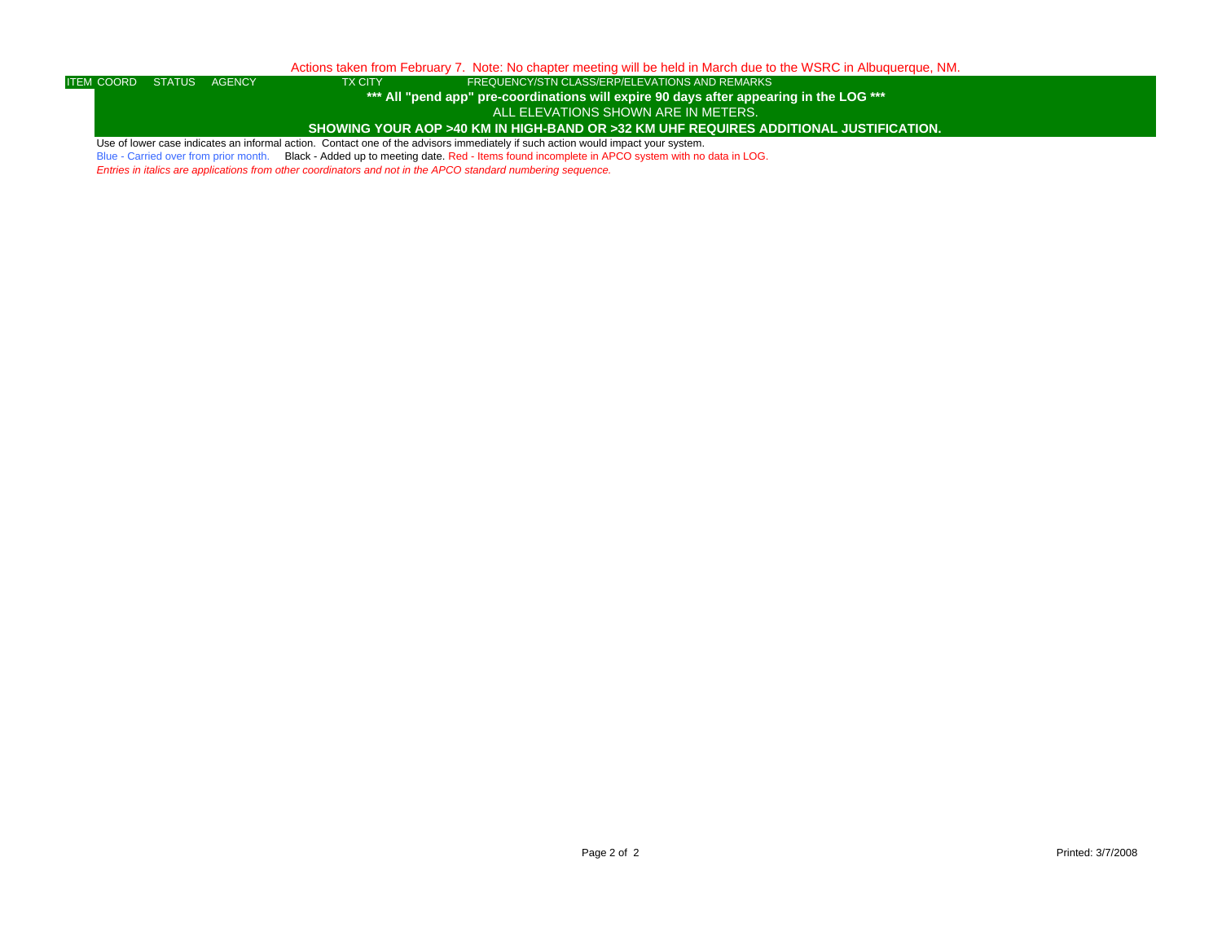Actions taken from February 7. Note: No chapter meeting will be held in March due to the WSRC in Albuquerque, NM.

| ITEM | COORD | STATUS | AGENCY | TX CITY | FREQUENCY/STN CLASS/ERP/ELEVATIONS AND REMARKS |
|---|---|---|---|---|---|

**\*\*\* All "pend app" pre-coordinations will expire 90 days after appearing in the LOG \*\*\***

ALL ELEVATIONS SHOWN ARE IN METERS.

**SHOWING YOUR AOP >40 KM IN HIGH-BAND OR >32 KM UHF REQUIRES ADDITIONAL JUSTIFICATION.**

Use of lower case indicates an informal action. Contact one of the advisors immediately if such action would impact your system.

Blue - Carried over from prior month. Black - Added up to meeting date. Red - Items found incomplete in APCO system with no data in LOG.

*Entries in italics are applications from other coordinators and not in the APCO standard numbering sequence.*

Printed: 3/7/2008